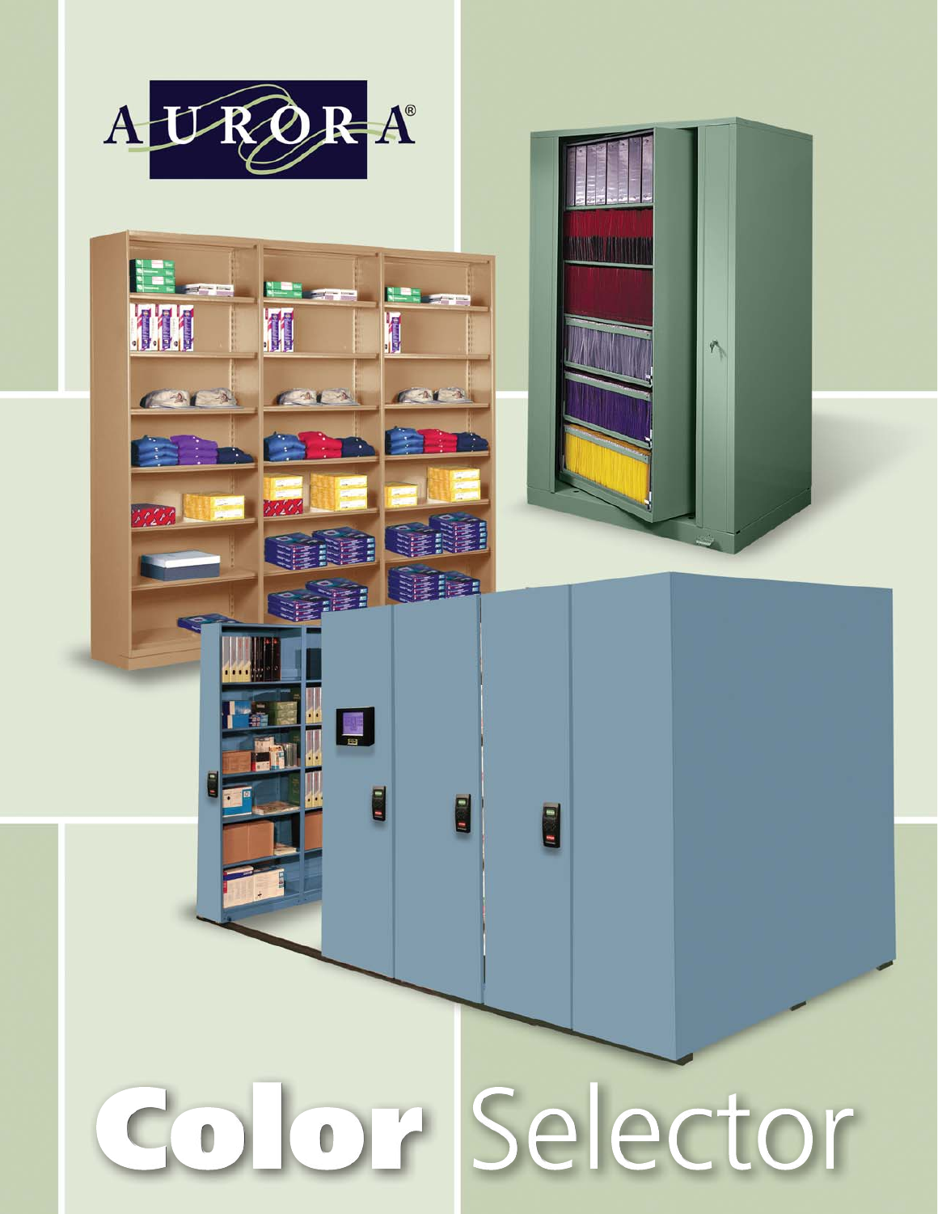AURORA®

# Color Selector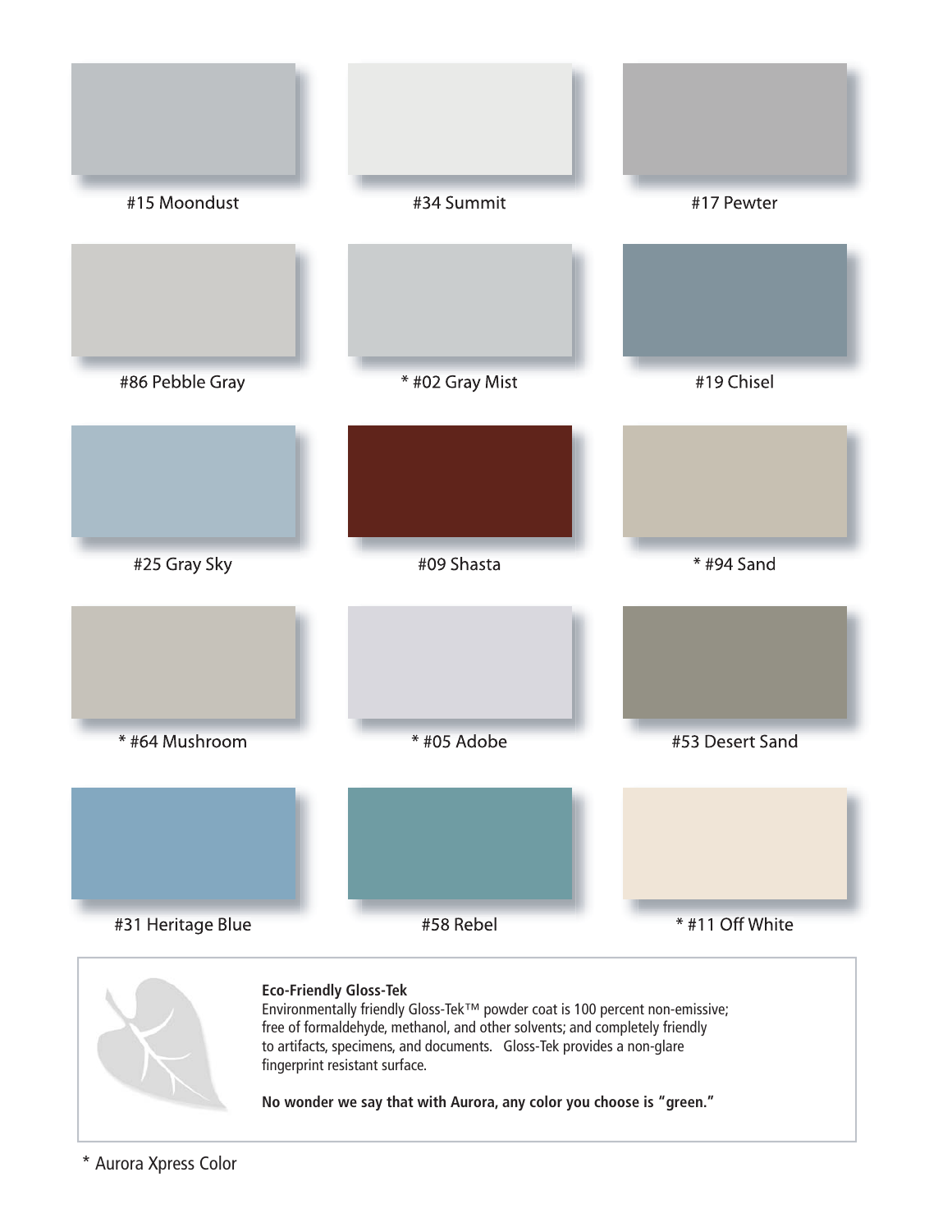#15 Moondust

#34 Summit

#17 Pewter

#86 Pebble Gray

* #02 Gray Mist

#19 Chisel

#25 Gray Sky

#09 Shasta

* #94 Sand

* #64 Mushroom

* #05 Adobe

#53 Desert Sand

#31 Heritage Blue

#58 Rebel

* #11 Off White

**Eco-Friendly Gloss-Tek**

Environmentally friendly Gloss-Tek™ powder coat is 100 percent non-emissive; free of formaldehyde, methanol, and other solvents; and completely friendly to artifacts, specimens, and documents. Gloss-Tek provides a non-glare fingerprint resistant surface.

**No wonder we say that with Aurora, any color you choose is "green."**

* Aurora Xpress Color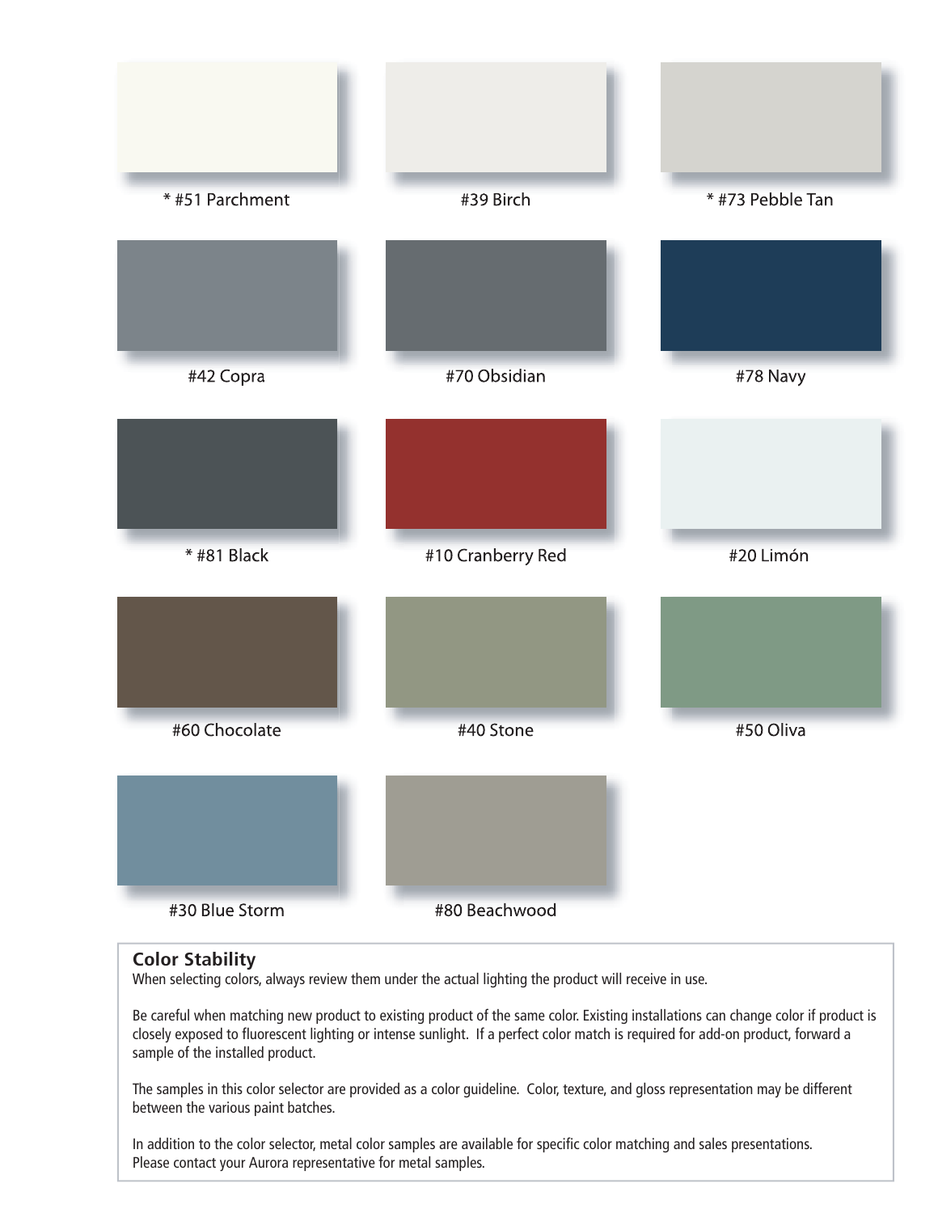\* #51 Parchment

#39 Birch

\* #73 Pebble Tan

#42 Copra

#70 Obsidian

#78 Navy

\* #81 Black

#10 Cranberry Red

#20 Limón

#60 Chocolate

#40 Stone

#50 Oliva

#30 Blue Storm

#80 Beachwood

## Color Stability

When selecting colors, always review them under the actual lighting the product will receive in use.

Be careful when matching new product to existing product of the same color. Existing installations can change color if product is closely exposed to fluorescent lighting or intense sunlight. If a perfect color match is required for add-on product, forward a sample of the installed product.

The samples in this color selector are provided as a color guideline. Color, texture, and gloss representation may be different between the various paint batches.

In addition to the color selector, metal color samples are available for specific color matching and sales presentations. Please contact your Aurora representative for metal samples.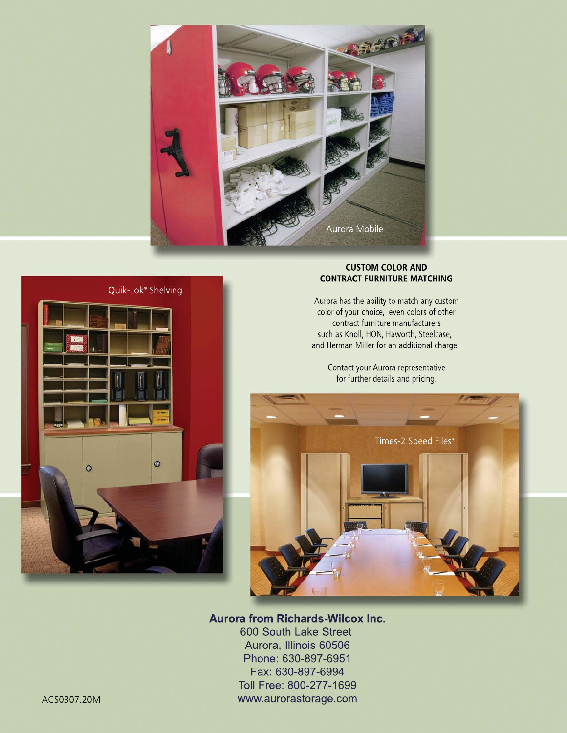Aurora Mobile

Quik-Lok® Shelving

## CUSTOM COLOR AND CONTRACT FURNITURE MATCHING

Aurora has the ability to match any custom color of your choice, even colors of other contract furniture manufacturers such as Knoll, HON, Haworth, Steelcase, and Herman Miller for an additional charge.

Contact your Aurora representative for further details and pricing.

Times-2 Speed Files®

**Aurora from Richards-Wilcox Inc.**
600 South Lake Street
Aurora, Illinois 60506
Phone: 630-897-6951
Fax: 630-897-6994
Toll Free: 800-277-1699
www.aurorastorage.com

ACS0307.20M